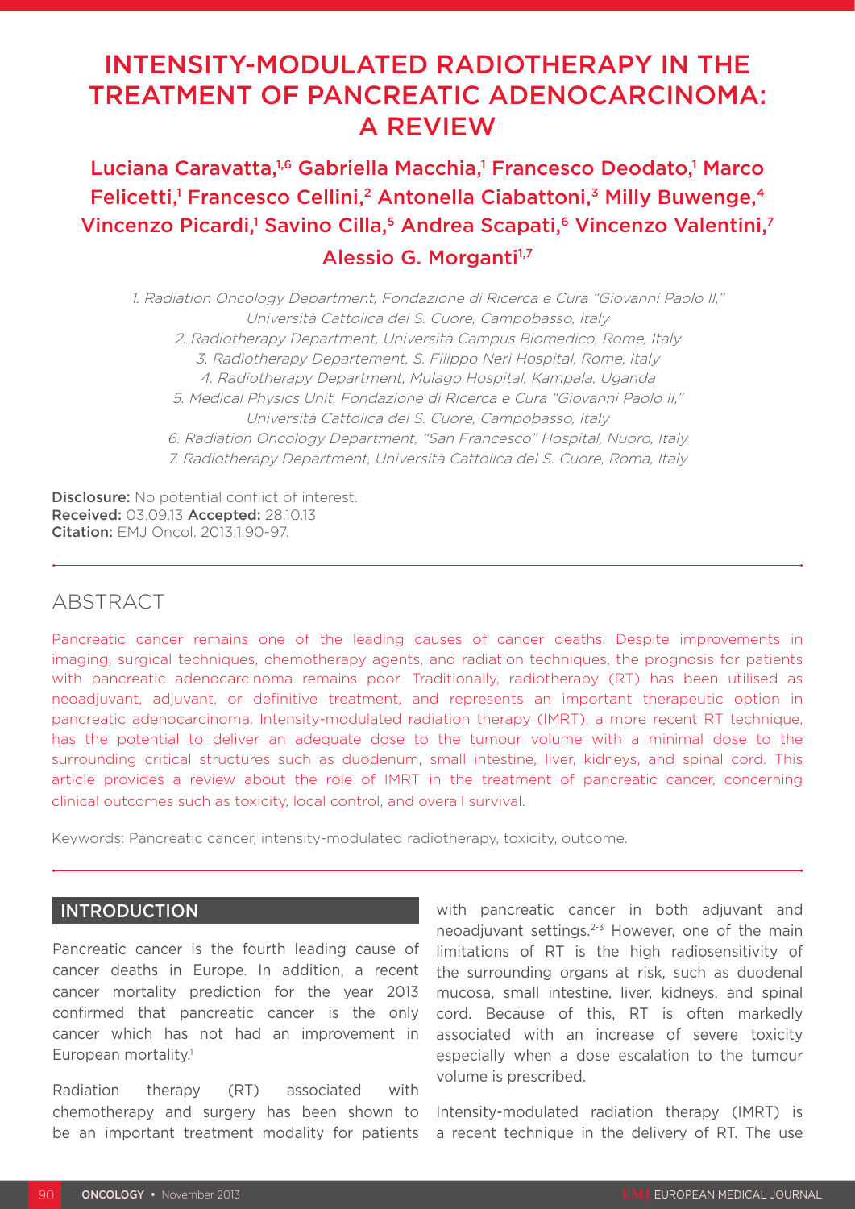# INTENSITY-MODULATED RADIOTHERAPY IN THE TREATMENT OF PANCREATIC ADENOCARCINOMA: A REVIEW

**Luciana Caravatta,[1,6] Gabriella Macchia,[1] Francesco Deodato,[1] Marco Felicetti,[1] Francesco Cellini,[2] Antonella Ciabattoni,[3] Milly Buwenge,[4] Vincenzo Picardi,[1] Savino Cilla,[5] Andrea Scapati,[6] Vincenzo Valentini,[7] Alessio G. Morganti[1,7]**

*1. Radiation Oncology Department, Fondazione di Ricerca e Cura "Giovanni Paolo II," Università Cattolica del S. Cuore, Campobasso, Italy*
*2. Radiotherapy Department, Università Campus Biomedico, Rome, Italy*
*3. Radiotherapy Departement, S. Filippo Neri Hospital, Rome, Italy*
*4. Radiotherapy Department, Mulago Hospital, Kampala, Uganda*
*5. Medical Physics Unit, Fondazione di Ricerca e Cura "Giovanni Paolo II," Università Cattolica del S. Cuore, Campobasso, Italy*
*6. Radiation Oncology Department, "San Francesco" Hospital, Nuoro, Italy*
*7. Radiotherapy Department, Università Cattolica del S. Cuore, Roma, Italy*

**Disclosure:** No potential conflict of interest.
**Received:** 03.09.13 **Accepted:** 28.10.13
**Citation:** EMJ Oncol. 2013;1:90-97.

## ABSTRACT

Pancreatic cancer remains one of the leading causes of cancer deaths. Despite improvements in imaging, surgical techniques, chemotherapy agents, and radiation techniques, the prognosis for patients with pancreatic adenocarcinoma remains poor. Traditionally, radiotherapy (RT) has been utilised as neoadjuvant, adjuvant, or definitive treatment, and represents an important therapeutic option in pancreatic adenocarcinoma. Intensity-modulated radiation therapy (IMRT), a more recent RT technique, has the potential to deliver an adequate dose to the tumour volume with a minimal dose to the surrounding critical structures such as duodenum, small intestine, liver, kidneys, and spinal cord. This article provides a review about the role of IMRT in the treatment of pancreatic cancer, concerning clinical outcomes such as toxicity, local control, and overall survival.

Keywords: Pancreatic cancer, intensity-modulated radiotherapy, toxicity, outcome.

## INTRODUCTION

Pancreatic cancer is the fourth leading cause of cancer deaths in Europe. In addition, a recent cancer mortality prediction for the year 2013 confirmed that pancreatic cancer is the only cancer which has not had an improvement in European mortality.[1]

Radiation therapy (RT) associated with chemotherapy and surgery has been shown to be an important treatment modality for patients with pancreatic cancer in both adjuvant and neoadjuvant settings.[2-3] However, one of the main limitations of RT is the high radiosensitivity of the surrounding organs at risk, such as duodenal mucosa, small intestine, liver, kidneys, and spinal cord. Because of this, RT is often markedly associated with an increase of severe toxicity especially when a dose escalation to the tumour volume is prescribed.

Intensity-modulated radiation therapy (IMRT) is a recent technique in the delivery of RT. The use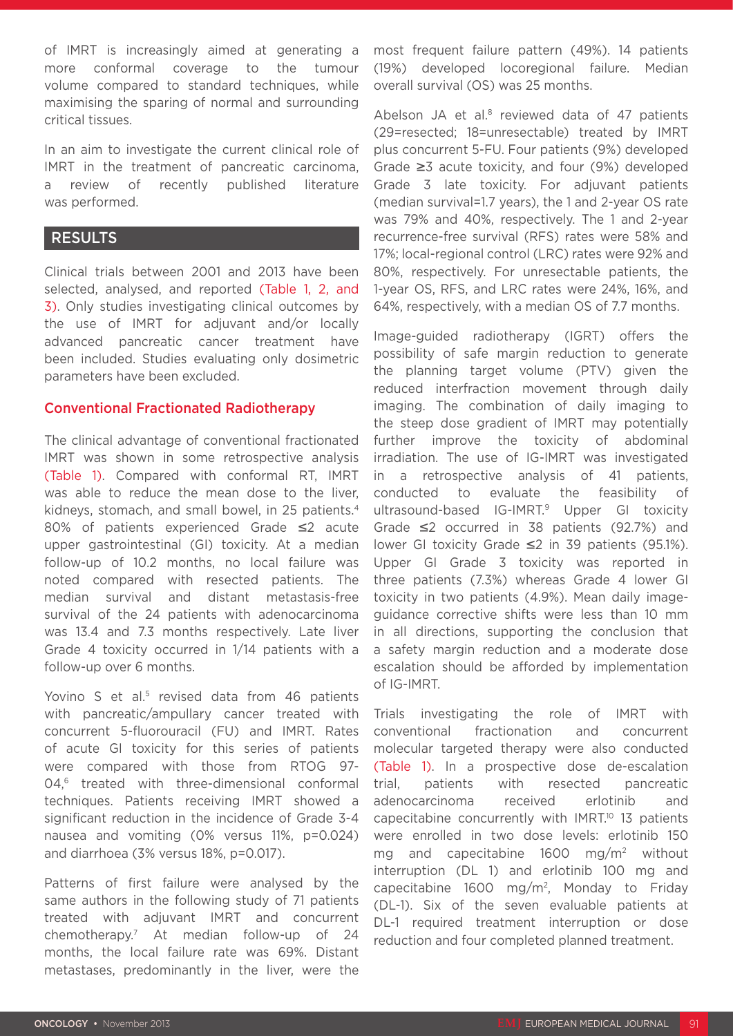of IMRT is increasingly aimed at generating a more conformal coverage to the tumour volume compared to standard techniques, while maximising the sparing of normal and surrounding critical tissues.

In an aim to investigate the current clinical role of IMRT in the treatment of pancreatic carcinoma, a review of recently published literature was performed.

## RESULTS

Clinical trials between 2001 and 2013 have been selected, analysed, and reported (Table 1, 2, and 3). Only studies investigating clinical outcomes by the use of IMRT for adjuvant and/or locally advanced pancreatic cancer treatment have been included. Studies evaluating only dosimetric parameters have been excluded.

### Conventional Fractionated Radiotherapy

The clinical advantage of conventional fractionated IMRT was shown in some retrospective analysis (Table 1). Compared with conformal RT, IMRT was able to reduce the mean dose to the liver, kidneys, stomach, and small bowel, in 25 patients.[4] 80% of patients experienced Grade ≤2 acute upper gastrointestinal (GI) toxicity. At a median follow-up of 10.2 months, no local failure was noted compared with resected patients. The median survival and distant metastasis-free survival of the 24 patients with adenocarcinoma was 13.4 and 7.3 months respectively. Late liver Grade 4 toxicity occurred in 1/14 patients with a follow-up over 6 months.

Yovino S et al.[5] revised data from 46 patients with pancreatic/ampullary cancer treated with concurrent 5-fluorouracil (FU) and IMRT. Rates of acute GI toxicity for this series of patients were compared with those from RTOG 97-04,[6] treated with three-dimensional conformal techniques. Patients receiving IMRT showed a significant reduction in the incidence of Grade 3-4 nausea and vomiting (0% versus 11%, p=0.024) and diarrhoea (3% versus 18%, p=0.017).

Patterns of first failure were analysed by the same authors in the following study of 71 patients treated with adjuvant IMRT and concurrent chemotherapy.[7] At median follow-up of 24 months, the local failure rate was 69%. Distant metastases, predominantly in the liver, were the most frequent failure pattern (49%). 14 patients (19%) developed locoregional failure. Median overall survival (OS) was 25 months.

Abelson JA et al.[8] reviewed data of 47 patients (29=resected; 18=unresectable) treated by IMRT plus concurrent 5-FU. Four patients (9%) developed Grade ≥3 acute toxicity, and four (9%) developed Grade 3 late toxicity. For adjuvant patients (median survival=1.7 years), the 1 and 2-year OS rate was 79% and 40%, respectively. The 1 and 2-year recurrence-free survival (RFS) rates were 58% and 17%; local-regional control (LRC) rates were 92% and 80%, respectively. For unresectable patients, the 1-year OS, RFS, and LRC rates were 24%, 16%, and 64%, respectively, with a median OS of 7.7 months.

Image-guided radiotherapy (IGRT) offers the possibility of safe margin reduction to generate the planning target volume (PTV) given the reduced interfraction movement through daily imaging. The combination of daily imaging to the steep dose gradient of IMRT may potentially further improve the toxicity of abdominal irradiation. The use of IG-IMRT was investigated in a retrospective analysis of 41 patients, conducted to evaluate the feasibility of ultrasound-based IG-IMRT.[9] Upper GI toxicity Grade ≤2 occurred in 38 patients (92.7%) and lower GI toxicity Grade ≤2 in 39 patients (95.1%). Upper GI Grade 3 toxicity was reported in three patients (7.3%) whereas Grade 4 lower GI toxicity in two patients (4.9%). Mean daily image-guidance corrective shifts were less than 10 mm in all directions, supporting the conclusion that a safety margin reduction and a moderate dose escalation should be afforded by implementation of IG-IMRT.

Trials investigating the role of IMRT with conventional fractionation and concurrent molecular targeted therapy were also conducted (Table 1). In a prospective dose de-escalation trial, patients with resected pancreatic adenocarcinoma received erlotinib and capecitabine concurrently with IMRT.[10] 13 patients were enrolled in two dose levels: erlotinib 150 mg and capecitabine 1600 mg/m$^2$ without interruption (DL 1) and erlotinib 100 mg and capecitabine 1600 mg/m$^2$, Monday to Friday (DL-1). Six of the seven evaluable patients at DL-1 required treatment interruption or dose reduction and four completed planned treatment.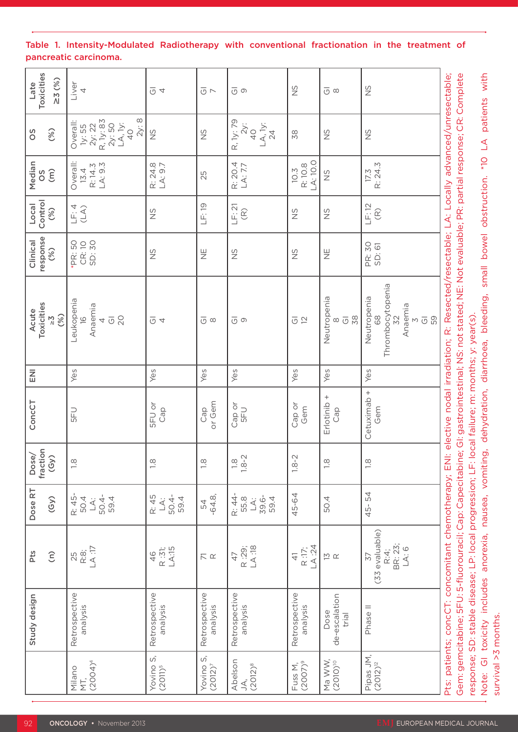**Table 1. Intensity-Modulated Radiotherapy with conventional fractionation in the treatment of pancreatic carcinoma.**

| | Study design | Pts (n) | Dose RT (Gy) | Dose/ fraction (Gy) | ConcCT | ENI | Acute Toxicities ≥3 (%) | Clinical response (%) | Local Control (%) | Median OS (m) | OS (%) | Late Toxicities ≥3 (%) |
|---|---|---|---|---|---|---|---|---|---|---|---|---|
| Milano MT, (2004)[4] | Retrospective analysis | 25 R:8; LA :17 | R: 45-50.4 LA: 50.4-59.4 | 1.8 | 5FU | Yes | Leukopenia 16 Anaemia 4 GI 20 | *PR: 50 CR: 10 SD: 30 | LF: 4 (LA) | Overall: 13.4 R: 14.3 LA: 9.3 | Overall: 1y: 55 2y: 22 R, 1y: 83 2y: 50 LA, 1y: 40 2y: 8 | Liver 4 |
| Yovino S, (2011)[5] | Retrospective analysis | 46 R :31; LA:15 | R: 45 LA: 50.4-59.4 | 1.8 | 5FU or Cap | Yes | GI 4 | NS | NS | R: 24.8 LA: 9.7 | NS | GI 4 |
| Yovino S, (2012)[7] | Retrospective analysis | 71 R | 54 -64.8, | 1.8 | Cap or Gem | Yes | GI 8 | NE | LF: 19 | 25 | NS | GI 7 |
| Abelson JA, (2012)[8] | Retrospective analysis | 47 R :29; LA :18 | R: 44-55.8 LA: 39.6-59.4 | 1.8 1.8-2 | Cap or 5FU | Yes | GI 9 | NS | LF: 21 (R) | R: 20.4 LA: 7.7 | R, 1y: 79 2y: 40 LA, 1y: 24 | GI 9 |
| Fuss M, (2007)[9] | Retrospective analysis | 41 R :17; LA :24 | 45-64 | 1.8-2 | Cap or Gem | Yes | GI 12 | NS | NS | 10.3 R: 10.8 LA: 10.0 | 38 | NS |
| Ma WW, (2010)[10] | Dose de-escalation trial | 13 R | 50.4 | 1.8 | Erlotinib + Cap | Yes | Neutropenia 8 GI 38 | NE | NS | NS | NS | GI 8 |
| Pipas JM, (2012)[12] | Phase II | 37 (33 evaluable) R:4; BR: 23; LA: 6 | 45-54 | 1.8 | Cetuximab + Gem | Yes | Neutropenia 68 Thrombocytopenia 32 Anaemia 3 GI 59 | PR: 30 SD: 61 | LF: 12 (R) | 17.3 R: 24.3 | NS | NS |

Pts: patients; concCT: concomitant chemotherapy; ENI: elective nodal irradiation; R: Resected/resectable; LA: Locally advanced/unresectable; Gem: gemcitabine; 5FU: 5-fluorouracil; Cap: Capecitabine; GI: gastrointestinal; NS: not stated; NE: Not evaluable; PR: partial response; CR: Complete response; SD: stable disease; LP: local progression; LF: local failure; m: months; y: year(s).

Note: GI toxicity includes anorexia, nausea, vomiting, dehydration, diarrhoea, bleeding, small bowel obstruction. *10 LA patients with survival >3 months.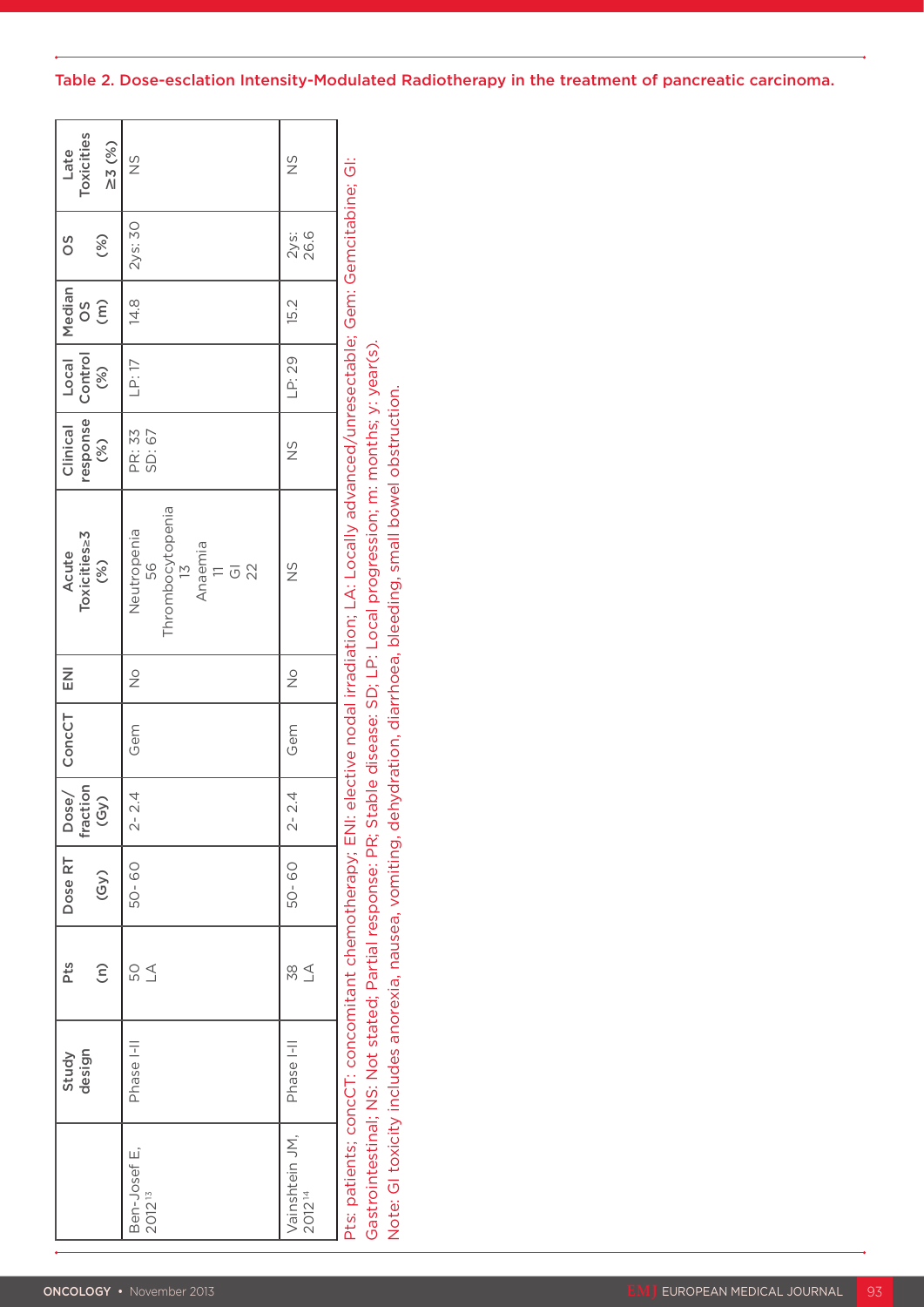Table 2. Dose-esclation Intensity-Modulated Radiotherapy in the treatment of pancreatic carcinoma.

| | Study design | Pts (n) | Dose RT (Gy) | Dose/ fraction (Gy) | ConcCT | ENI | Acute Toxicities≥3 (%) | Clinical response (%) | Local Control (%) | Median OS (m) | OS (%) | Late Toxicities ≥3 (%) |
|---|---|---|---|---|---|---|---|---|---|---|---|---|
| Ben-Josef E, 2012[13] | Phase I-II | 50 LA | 50- 60 | 2- 2.4 | Gem | No | Neutropenia 56 Thrombocytopenia 13 Anaemia 11 GI 22 | PR: 33 SD: 67 | LP: 17 | 14.8 | 2ys: 30 | NS |
| Vainshtein JM, 2012[14] | Phase I-II | 38 LA | 50- 60 | 2- 2.4 | Gem | No | NS | NS | LP: 29 | 15.2 | 2ys: 26.6 | NS |

Pts: patients; concCT: concomitant chemotherapy; ENI: elective nodal irradiation; LA: Locally advanced/unresectable; Gem: Gemcitabine; GI: Gastrointestinal; NS: Not stated; Partial response: PR; Stable disease: SD; LP: Local progression; m: months; y: year(s).
Note: GI toxicity includes anorexia, nausea, vomiting, dehydration, diarrhoea, bleeding, small bowel obstruction.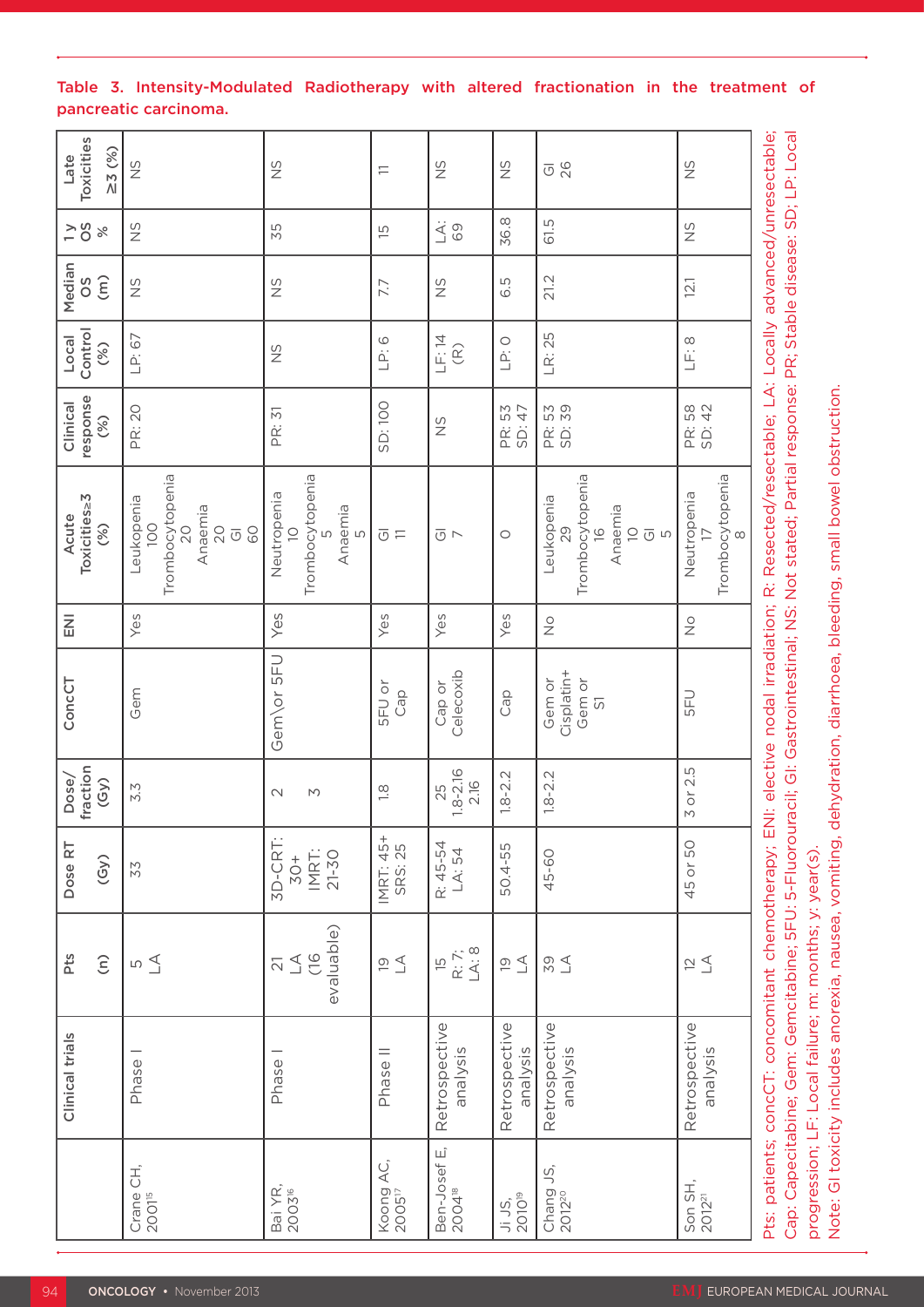**Table 3. Intensity-Modulated Radiotherapy with altered fractionation in the treatment of pancreatic carcinoma.**

| | Clinical trials | Pts (n) | Dose RT (Gy) | Dose/fraction (Gy) | ConcCT | ENI | Acute Toxicities≥3 (%) | Clinical response (%) | Local Control (%) | Median OS (m) | 1 y OS % | Late Toxicities ≥3 (%) |
|---|---|---|---|---|---|---|---|---|---|---|---|---|
| Crane CH, 2001[15] | Phase I | 5 LA | 33 | 3.3 | Gem | Yes | Leukopenia 100 Trombocytopenia 20 Anaemia 20 GI 60 | PR: 20 | LP: 67 | NS | NS | NS |
| Bai YR, 2003[16] | Phase I | 21 LA (16 evaluable) | 3D-CRT: 30+ IMRT: 21-30 | 2 3 | Gem\or 5FU | Yes | Neutropenia 10 Trombocytopenia 5 Anaemia 5 | PR: 31 | NS | NS | 35 | NS |
| Koong AC, 2005[17] | Phase II | 19 LA | IMRT: 45+ SRS: 25 | 1.8 | 5FU or Cap | Yes | GI 11 | SD: 100 | LP: 6 | 7.7 | 15 | 11 |
| Ben-Josef E, 2004[18] | Retrospective analysis | 15 R: 7; LA: 8 | R: 45-54 LA: 54 | 25 1.8-2.16 2.16 | Cap or Celecoxib | Yes | GI 7 | NS | LF: 14 (R) | NS | LA: 69 | NS |
| Ji JS, 2010[19] | Retrospective analysis | 19 LA | 50.4-55 | 1.8-2.2 | Cap | Yes | 0 | PR: 53 SD: 47 | LP: 0 | 6.5 | 36.8 | NS |
| Chang JS, 2012[20] | Retrospective analysis | 39 LA | 45-60 | 1.8-2.2 | Gem or Cisplatin+ Gem or S1 | No | Leukopenia 29 Trombocytopenia 16 Anaemia 10 GI 5 | PR: 53 SD: 39 | LR: 25 | 21.2 | 61.5 | GI 26 |
| Son SH, 2012[21] | Retrospective analysis | 12 LA | 45 or 50 | 3 or 2.5 | 5FU | No | Neutropenia 17 Trombocytopenia 8 | PR: 58 SD: 42 | LF: 8 | 12.1 | NS | NS |

Pts: patients; concCT: concomitant chemotherapy; ENI: elective nodal irradiation; R: Resected/resectable; LA: Locally advanced/unresectable; Cap: Capecitabine; Gem: Gemcitabine; 5FU: 5-Fluorouracil; GI: Gastrointestinal; NS: Not stated; Partial response: PR; Stable disease: SD; LP: Local progression; LF: Local failure; m: months; y: year(s).

Note: GI toxicity includes anorexia, nausea, vomiting, dehydration, diarrhoea, bleeding, small bowel obstruction.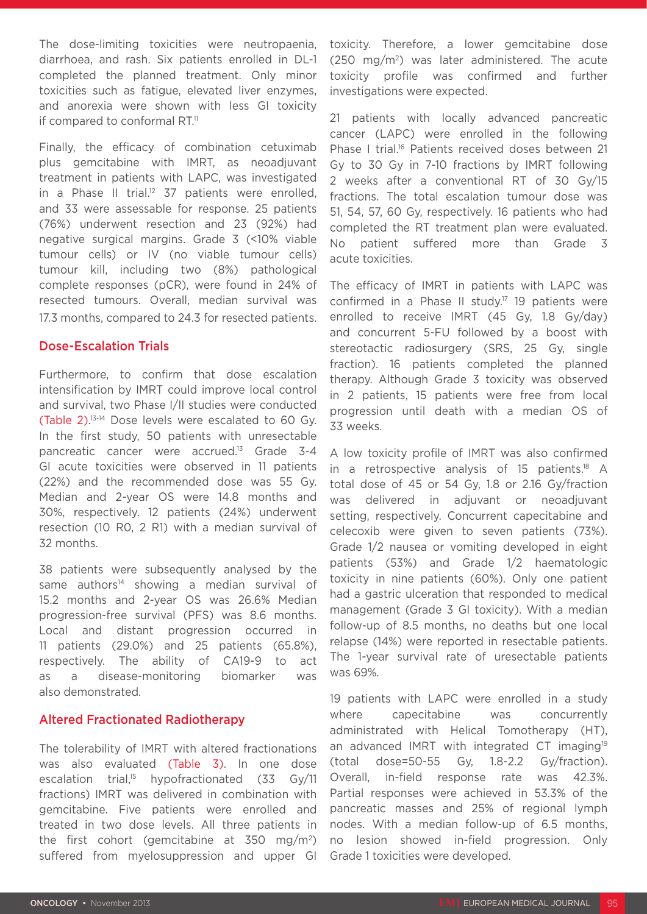The dose-limiting toxicities were neutropaenia, diarrhoea, and rash. Six patients enrolled in DL-1 completed the planned treatment. Only minor toxicities such as fatigue, elevated liver enzymes, and anorexia were shown with less GI toxicity if compared to conformal RT.[11]

Finally, the efficacy of combination cetuximab plus gemcitabine with IMRT, as neoadjuvant treatment in patients with LAPC, was investigated in a Phase II trial.[12] 37 patients were enrolled, and 33 were assessable for response. 25 patients (76%) underwent resection and 23 (92%) had negative surgical margins. Grade 3 (<10% viable tumour cells) or IV (no viable tumour cells) tumour kill, including two (8%) pathological complete responses (pCR), were found in 24% of resected tumours. Overall, median survival was 17.3 months, compared to 24.3 for resected patients.

## Dose-Escalation Trials

Furthermore, to confirm that dose escalation intensification by IMRT could improve local control and survival, two Phase I/II studies were conducted (Table 2).[13-14] Dose levels were escalated to 60 Gy. In the first study, 50 patients with unresectable pancreatic cancer were accrued.[13] Grade 3-4 GI acute toxicities were observed in 11 patients (22%) and the recommended dose was 55 Gy. Median and 2-year OS were 14.8 months and 30%, respectively. 12 patients (24%) underwent resection (10 R0, 2 R1) with a median survival of 32 months.

38 patients were subsequently analysed by the same authors[14] showing a median survival of 15.2 months and 2-year OS was 26.6% Median progression-free survival (PFS) was 8.6 months. Local and distant progression occurred in 11 patients (29.0%) and 25 patients (65.8%), respectively. The ability of CA19-9 to act as a disease-monitoring biomarker was also demonstrated.

## Altered Fractionated Radiotherapy

The tolerability of IMRT with altered fractionations was also evaluated (Table 3). In one dose escalation trial,[15] hypofractionated (33 Gy/11 fractions) IMRT was delivered in combination with gemcitabine. Five patients were enrolled and treated in two dose levels. All three patients in the first cohort (gemcitabine at 350 mg/m$^2$) suffered from myelosuppression and upper GI toxicity. Therefore, a lower gemcitabine dose (250 mg/m$^2$) was later administered. The acute toxicity profile was confirmed and further investigations were expected.

21 patients with locally advanced pancreatic cancer (LAPC) were enrolled in the following Phase I trial.[16] Patients received doses between 21 Gy to 30 Gy in 7-10 fractions by IMRT following 2 weeks after a conventional RT of 30 Gy/15 fractions. The total escalation tumour dose was 51, 54, 57, 60 Gy, respectively. 16 patients who had completed the RT treatment plan were evaluated. No patient suffered more than Grade 3 acute toxicities.

The efficacy of IMRT in patients with LAPC was confirmed in a Phase II study.[17] 19 patients were enrolled to receive IMRT (45 Gy, 1.8 Gy/day) and concurrent 5-FU followed by a boost with stereotactic radiosurgery (SRS, 25 Gy, single fraction). 16 patients completed the planned therapy. Although Grade 3 toxicity was observed in 2 patients, 15 patients were free from local progression until death with a median OS of 33 weeks.

A low toxicity profile of IMRT was also confirmed in a retrospective analysis of 15 patients.[18] A total dose of 45 or 54 Gy, 1.8 or 2.16 Gy/fraction was delivered in adjuvant or neoadjuvant setting, respectively. Concurrent capecitabine and celecoxib were given to seven patients (73%). Grade 1/2 nausea or vomiting developed in eight patients (53%) and Grade 1/2 haematologic toxicity in nine patients (60%). Only one patient had a gastric ulceration that responded to medical management (Grade 3 GI toxicity). With a median follow-up of 8.5 months, no deaths but one local relapse (14%) were reported in resectable patients. The 1-year survival rate of uresectable patients was 69%.

19 patients with LAPC were enrolled in a study where capecitabine was concurrently administrated with Helical Tomotherapy (HT), an advanced IMRT with integrated CT imaging[19] (total dose=50-55 Gy, 1.8-2.2 Gy/fraction). Overall, in-field response rate was 42.3%. Partial responses were achieved in 53.3% of the pancreatic masses and 25% of regional lymph nodes. With a median follow-up of 6.5 months, no lesion showed in-field progression. Only Grade 1 toxicities were developed.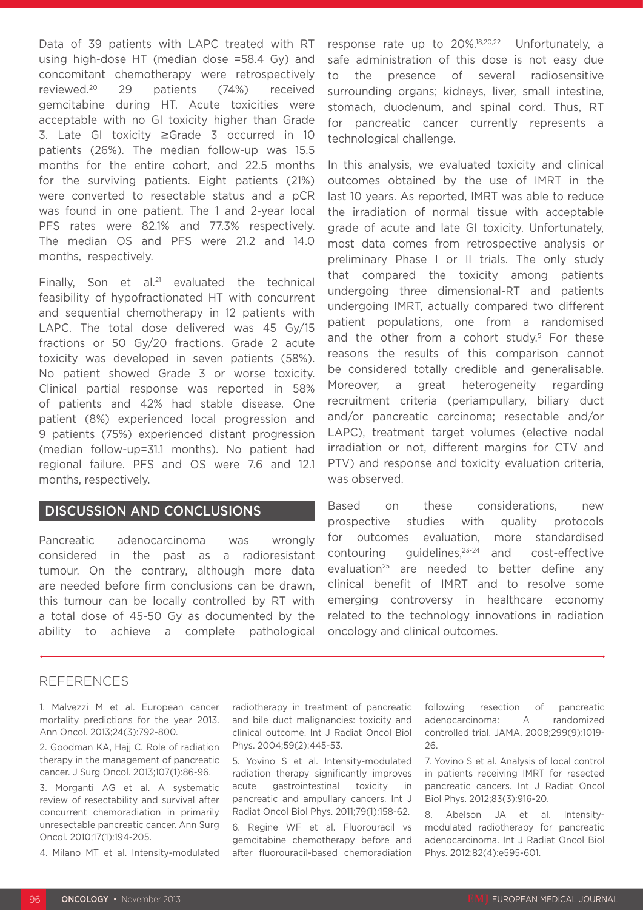Data of 39 patients with LAPC treated with RT using high-dose HT (median dose =58.4 Gy) and concomitant chemotherapy were retrospectively reviewed.[20] 29 patients (74%) received gemcitabine during HT. Acute toxicities were acceptable with no GI toxicity higher than Grade 3. Late GI toxicity ≥Grade 3 occurred in 10 patients (26%). The median follow-up was 15.5 months for the entire cohort, and 22.5 months for the surviving patients. Eight patients (21%) were converted to resectable status and a pCR was found in one patient. The 1 and 2-year local PFS rates were 82.1% and 77.3% respectively. The median OS and PFS were 21.2 and 14.0 months, respectively.

Finally, Son et al.[21] evaluated the technical feasibility of hypofractionated HT with concurrent and sequential chemotherapy in 12 patients with LAPC. The total dose delivered was 45 Gy/15 fractions or 50 Gy/20 fractions. Grade 2 acute toxicity was developed in seven patients (58%). No patient showed Grade 3 or worse toxicity. Clinical partial response was reported in 58% of patients and 42% had stable disease. One patient (8%) experienced local progression and 9 patients (75%) experienced distant progression (median follow-up=31.1 months). No patient had regional failure. PFS and OS were 7.6 and 12.1 months, respectively.

## DISCUSSION AND CONCLUSIONS

Pancreatic adenocarcinoma was wrongly considered in the past as a radioresistant tumour. On the contrary, although more data are needed before firm conclusions can be drawn, this tumour can be locally controlled by RT with a total dose of 45-50 Gy as documented by the ability to achieve a complete pathological response rate up to 20%.[18,20,22] Unfortunately, a safe administration of this dose is not easy due to the presence of several radiosensitive surrounding organs; kidneys, liver, small intestine, stomach, duodenum, and spinal cord. Thus, RT for pancreatic cancer currently represents a technological challenge.

In this analysis, we evaluated toxicity and clinical outcomes obtained by the use of IMRT in the last 10 years. As reported, IMRT was able to reduce the irradiation of normal tissue with acceptable grade of acute and late GI toxicity. Unfortunately, most data comes from retrospective analysis or preliminary Phase I or II trials. The only study that compared the toxicity among patients undergoing three dimensional-RT and patients undergoing IMRT, actually compared two different patient populations, one from a randomised and the other from a cohort study.[5] For these reasons the results of this comparison cannot be considered totally credible and generalisable. Moreover, a great heterogeneity regarding recruitment criteria (periampullary, biliary duct and/or pancreatic carcinoma; resectable and/or LAPC), treatment target volumes (elective nodal irradiation or not, different margins for CTV and PTV) and response and toxicity evaluation criteria, was observed.

Based on these considerations, new prospective studies with quality protocols for outcomes evaluation, more standardised contouring guidelines,[23-24] and cost-effective evaluation[25] are needed to better define any clinical benefit of IMRT and to resolve some emerging controversy in healthcare economy related to the technology innovations in radiation oncology and clinical outcomes.

## REFERENCES

1. Malvezzi M et al. European cancer mortality predictions for the year 2013. Ann Oncol. 2013;24(3):792-800.

2. Goodman KA, Hajj C. Role of radiation therapy in the management of pancreatic cancer. J Surg Oncol. 2013;107(1):86-96.

3. Morganti AG et al. A systematic review of resectability and survival after concurrent chemoradiation in primarily unresectable pancreatic cancer. Ann Surg Oncol. 2010;17(1):194-205.

4. Milano MT et al. Intensity-modulated radiotherapy in treatment of pancreatic and bile duct malignancies: toxicity and clinical outcome. Int J Radiat Oncol Biol Phys. 2004;59(2):445-53.

5. Yovino S et al. Intensity-modulated radiation therapy significantly improves acute gastrointestinal toxicity in pancreatic and ampullary cancers. Int J Radiat Oncol Biol Phys. 2011;79(1):158-62.

6. Regine WF et al. Fluorouracil vs gemcitabine chemotherapy before and after fluorouracil-based chemoradiation following resection of pancreatic adenocarcinoma: A randomized controlled trial. JAMA. 2008;299(9):1019-26.

7. Yovino S et al. Analysis of local control in patients receiving IMRT for resected pancreatic cancers. Int J Radiat Oncol Biol Phys. 2012;83(3):916-20.

8. Abelson JA et al. Intensity-modulated radiotherapy for pancreatic adenocarcinoma. Int J Radiat Oncol Biol Phys. 2012;82(4):e595-601.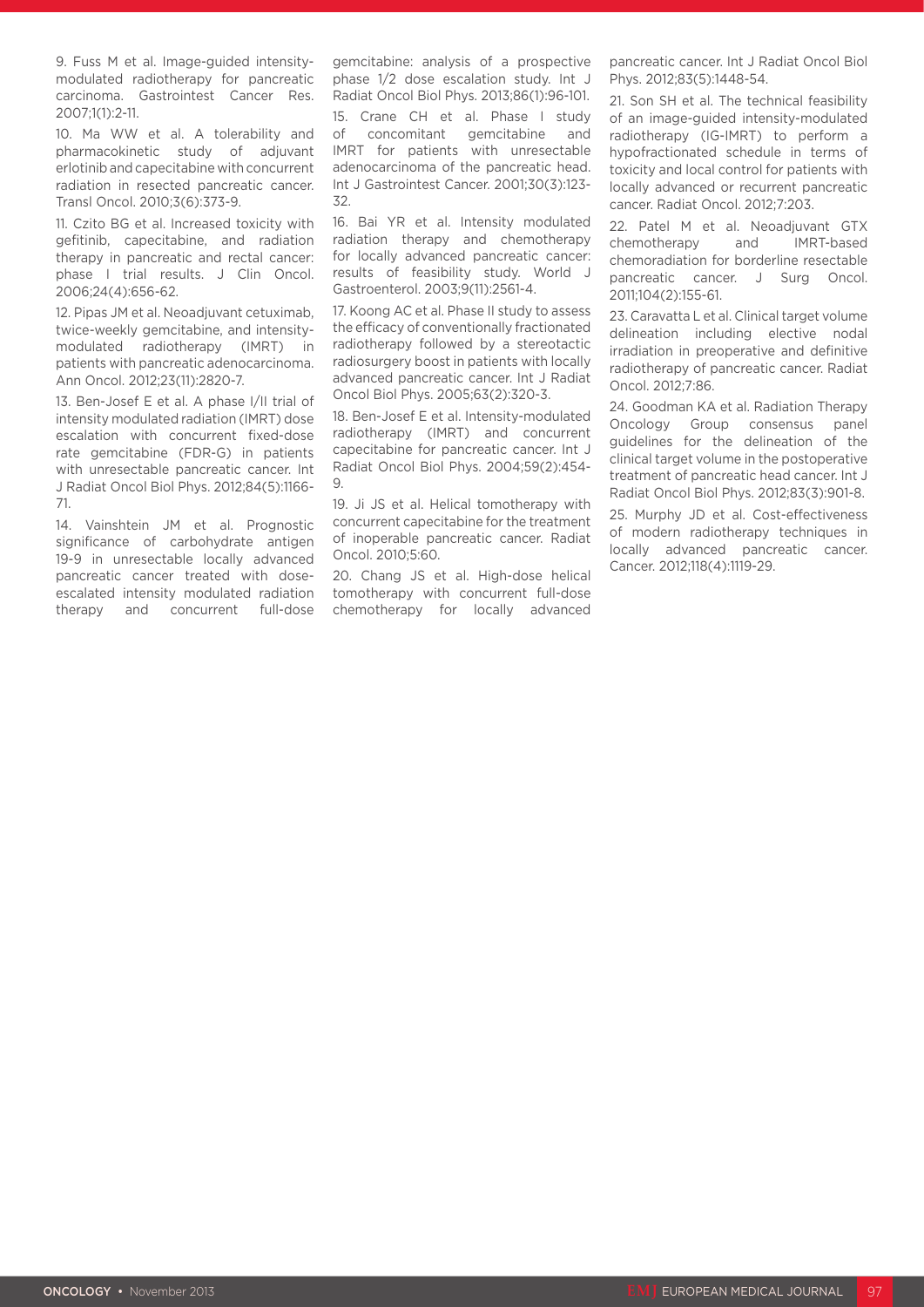9. Fuss M et al. Image-guided intensity-modulated radiotherapy for pancreatic carcinoma. Gastrointest Cancer Res. 2007;1(1):2-11.

10. Ma WW et al. A tolerability and pharmacokinetic study of adjuvant erlotinib and capecitabine with concurrent radiation in resected pancreatic cancer. Transl Oncol. 2010;3(6):373-9.

11. Czito BG et al. Increased toxicity with gefitinib, capecitabine, and radiation therapy in pancreatic and rectal cancer: phase I trial results. J Clin Oncol. 2006;24(4):656-62.

12. Pipas JM et al. Neoadjuvant cetuximab, twice-weekly gemcitabine, and intensity-modulated radiotherapy (IMRT) in patients with pancreatic adenocarcinoma. Ann Oncol. 2012;23(11):2820-7.

13. Ben-Josef E et al. A phase I/II trial of intensity modulated radiation (IMRT) dose escalation with concurrent fixed-dose rate gemcitabine (FDR-G) in patients with unresectable pancreatic cancer. Int J Radiat Oncol Biol Phys. 2012;84(5):1166-71.

14. Vainshtein JM et al. Prognostic significance of carbohydrate antigen 19-9 in unresectable locally advanced pancreatic cancer treated with dose-escalated intensity modulated radiation therapy and concurrent full-dose gemcitabine: analysis of a prospective phase 1/2 dose escalation study. Int J Radiat Oncol Biol Phys. 2013;86(1):96-101.

15. Crane CH et al. Phase I study of concomitant gemcitabine and IMRT for patients with unresectable adenocarcinoma of the pancreatic head. Int J Gastrointest Cancer. 2001;30(3):123-32.

16. Bai YR et al. Intensity modulated radiation therapy and chemotherapy for locally advanced pancreatic cancer: results of feasibility study. World J Gastroenterol. 2003;9(11):2561-4.

17. Koong AC et al. Phase II study to assess the efficacy of conventionally fractionated radiotherapy followed by a stereotactic radiosurgery boost in patients with locally advanced pancreatic cancer. Int J Radiat Oncol Biol Phys. 2005;63(2):320-3.

18. Ben-Josef E et al. Intensity-modulated radiotherapy (IMRT) and concurrent capecitabine for pancreatic cancer. Int J Radiat Oncol Biol Phys. 2004;59(2):454-9.

19. Ji JS et al. Helical tomotherapy with concurrent capecitabine for the treatment of inoperable pancreatic cancer. Radiat Oncol. 2010;5:60.

20. Chang JS et al. High-dose helical tomotherapy with concurrent full-dose chemotherapy for locally advanced pancreatic cancer. Int J Radiat Oncol Biol Phys. 2012;83(5):1448-54.

21. Son SH et al. The technical feasibility of an image-guided intensity-modulated radiotherapy (IG-IMRT) to perform a hypofractionated schedule in terms of toxicity and local control for patients with locally advanced or recurrent pancreatic cancer. Radiat Oncol. 2012;7:203.

22. Patel M et al. Neoadjuvant GTX chemotherapy and IMRT-based chemoradiation for borderline resectable pancreatic cancer. J Surg Oncol. 2011;104(2):155-61.

23. Caravatta L et al. Clinical target volume delineation including elective nodal irradiation in preoperative and definitive radiotherapy of pancreatic cancer. Radiat Oncol. 2012;7:86.

24. Goodman KA et al. Radiation Therapy Oncology Group consensus panel guidelines for the delineation of the clinical target volume in the postoperative treatment of pancreatic head cancer. Int J Radiat Oncol Biol Phys. 2012;83(3):901-8.

25. Murphy JD et al. Cost-effectiveness of modern radiotherapy techniques in locally advanced pancreatic cancer. Cancer. 2012;118(4):1119-29.